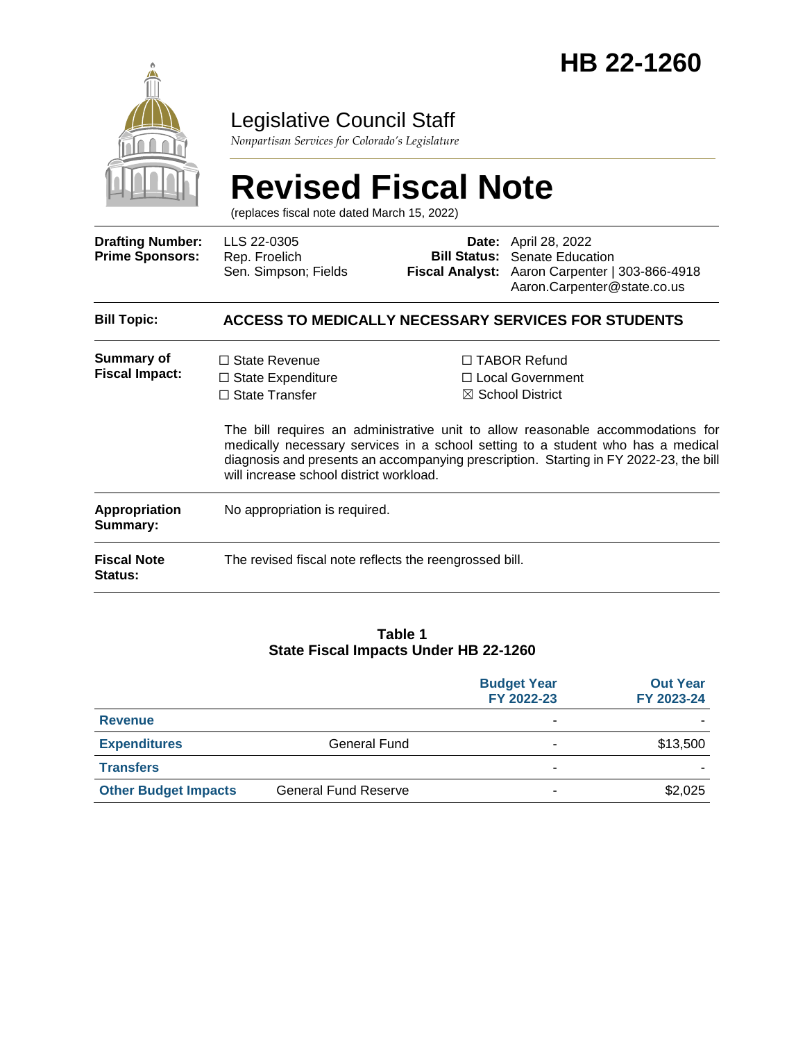# HB 22-1260

## Legislative Council Staff

*Nonpartisan Services for Colorado's Legislature*

# Revised Fiscal Note

(replaces fiscal note dated March 15, 2022)

| | | | |
|---|---|---|---|
| **Drafting Number:** | LLS 22-0305 | **Date:** | April 28, 2022 |
| **Prime Sponsors:** | Rep. Froelich<br>Sen. Simpson; Fields | **Bill Status:** | Senate Education |
| | | **Fiscal Analyst:** | Aaron Carpenter \| 303-866-4918<br>Aaron.Carpenter@state.co.us |

**Bill Topic:** **ACCESS TO MEDICALLY NECESSARY SERVICES FOR STUDENTS**

**Summary of Fiscal Impact:**

☐ State Revenue
☐ State Expenditure
☐ State Transfer
☐ TABOR Refund
☐ Local Government
☒ School District

The bill requires an administrative unit to allow reasonable accommodations for medically necessary services in a school setting to a student who has a medical diagnosis and presents an accompanying prescription. Starting in FY 2022-23, the bill will increase school district workload.

**Appropriation Summary:** No appropriation is required.

**Fiscal Note Status:** The revised fiscal note reflects the reengrossed bill.

**Table 1**
**State Fiscal Impacts Under HB 22-1260**

| | | Budget Year FY 2022-23 | Out Year FY 2023-24 |
|---|---|---|---|
| **Revenue** | | - | - |
| **Expenditures** | General Fund | - | $13,500 |
| **Transfers** | | - | - |
| **Other Budget Impacts** | General Fund Reserve | - | $2,025 |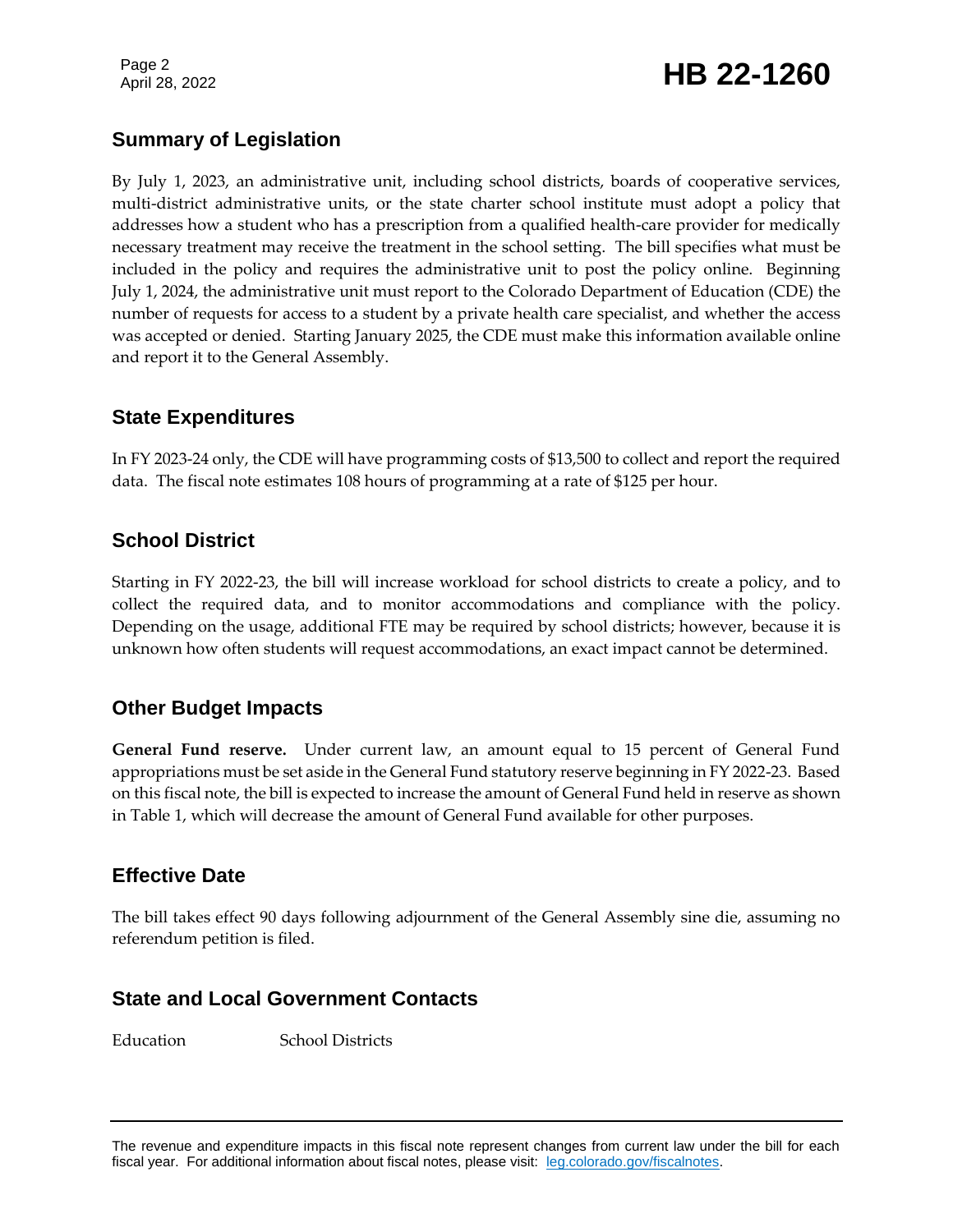## Summary of Legislation

By July 1, 2023, an administrative unit, including school districts, boards of cooperative services, multi-district administrative units, or the state charter school institute must adopt a policy that addresses how a student who has a prescription from a qualified health-care provider for medically necessary treatment may receive the treatment in the school setting. The bill specifies what must be included in the policy and requires the administrative unit to post the policy online. Beginning July 1, 2024, the administrative unit must report to the Colorado Department of Education (CDE) the number of requests for access to a student by a private health care specialist, and whether the access was accepted or denied. Starting January 2025, the CDE must make this information available online and report it to the General Assembly.

## State Expenditures

In FY 2023-24 only, the CDE will have programming costs of $13,500 to collect and report the required data. The fiscal note estimates 108 hours of programming at a rate of $125 per hour.

## School District

Starting in FY 2022-23, the bill will increase workload for school districts to create a policy, and to collect the required data, and to monitor accommodations and compliance with the policy. Depending on the usage, additional FTE may be required by school districts; however, because it is unknown how often students will request accommodations, an exact impact cannot be determined.

## Other Budget Impacts

**General Fund reserve.** Under current law, an amount equal to 15 percent of General Fund appropriations must be set aside in the General Fund statutory reserve beginning in FY 2022-23. Based on this fiscal note, the bill is expected to increase the amount of General Fund held in reserve as shown in Table 1, which will decrease the amount of General Fund available for other purposes.

## Effective Date

The bill takes effect 90 days following adjournment of the General Assembly sine die, assuming no referendum petition is filed.

## State and Local Government Contacts

Education School Districts

The revenue and expenditure impacts in this fiscal note represent changes from current law under the bill for each fiscal year. For additional information about fiscal notes, please visit: leg.colorado.gov/fiscalnotes.